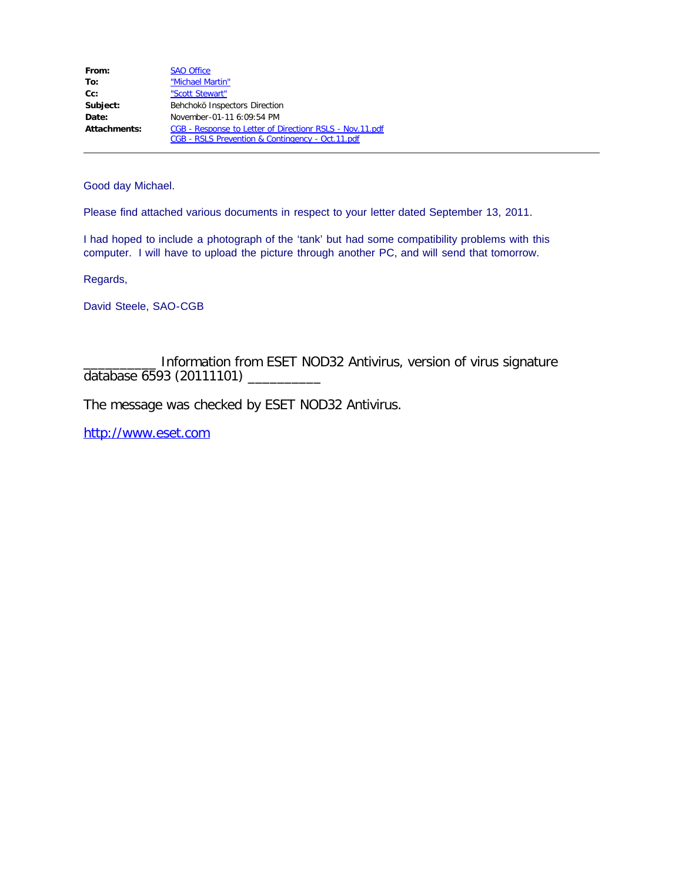| | |
|---|---|
| **From:** | SAO Office |
| **To:** | "Michael Martin" |
| **Cc:** | "Scott Stewart" |
| **Subject:** | Behchokö Inspectors Direction |
| **Date:** | November-01-11 6:09:54 PM |
| **Attachments:** | CGB - Response to Letter of Directionr RSLS - Nov.11.pdf<br>CGB - RSLS Prevention & Contingency - Oct.11.pdf |

---

Good day Michael.

Please find attached various documents in respect to your letter dated September 13, 2011.

I had hoped to include a photograph of the 'tank' but had some compatibility problems with this computer. I will have to upload the picture through another PC, and will send that tomorrow.

Regards,

David Steele, SAO-CGB

__________ Information from ESET NOD32 Antivirus, version of virus signature database 6593 (20111101) __________

The message was checked by ESET NOD32 Antivirus.

http://www.eset.com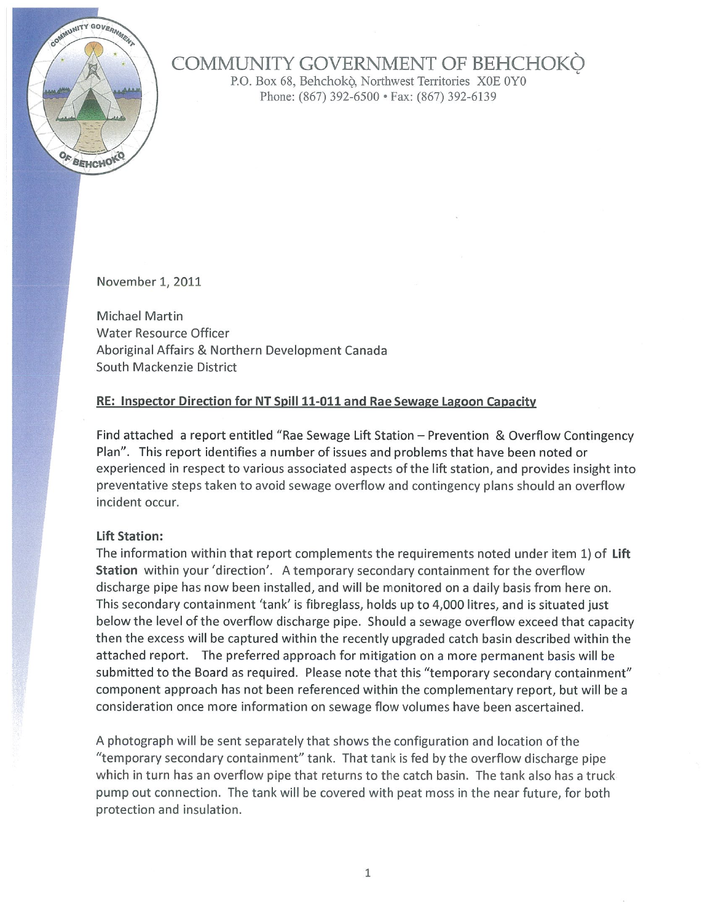# COMMUNITY GOVERNMENT OF BEHCHOKǪ̀

P.O. Box 68, Behchokǫ̀, Northwest Territories X0E 0Y0
Phone: (867) 392-6500 • Fax: (867) 392-6139

November 1, 2011

Michael Martin
Water Resource Officer
Aboriginal Affairs & Northern Development Canada
South Mackenzie District

**RE: Inspector Direction for NT Spill 11-011 and Rae Sewage Lagoon Capacity**

Find attached a report entitled "Rae Sewage Lift Station – Prevention & Overflow Contingency Plan". This report identifies a number of issues and problems that have been noted or experienced in respect to various associated aspects of the lift station, and provides insight into preventative steps taken to avoid sewage overflow and contingency plans should an overflow incident occur.

**Lift Station:**
The information within that report complements the requirements noted under item 1) of **Lift Station** within your 'direction'. A temporary secondary containment for the overflow discharge pipe has now been installed, and will be monitored on a daily basis from here on. This secondary containment 'tank' is fibreglass, holds up to 4,000 litres, and is situated just below the level of the overflow discharge pipe. Should a sewage overflow exceed that capacity then the excess will be captured within the recently upgraded catch basin described within the attached report. The preferred approach for mitigation on a more permanent basis will be submitted to the Board as required. Please note that this "temporary secondary containment" component approach has not been referenced within the complementary report, but will be a consideration once more information on sewage flow volumes have been ascertained.

A photograph will be sent separately that shows the configuration and location of the "temporary secondary containment" tank. That tank is fed by the overflow discharge pipe which in turn has an overflow pipe that returns to the catch basin. The tank also has a truck pump out connection. The tank will be covered with peat moss in the near future, for both protection and insulation.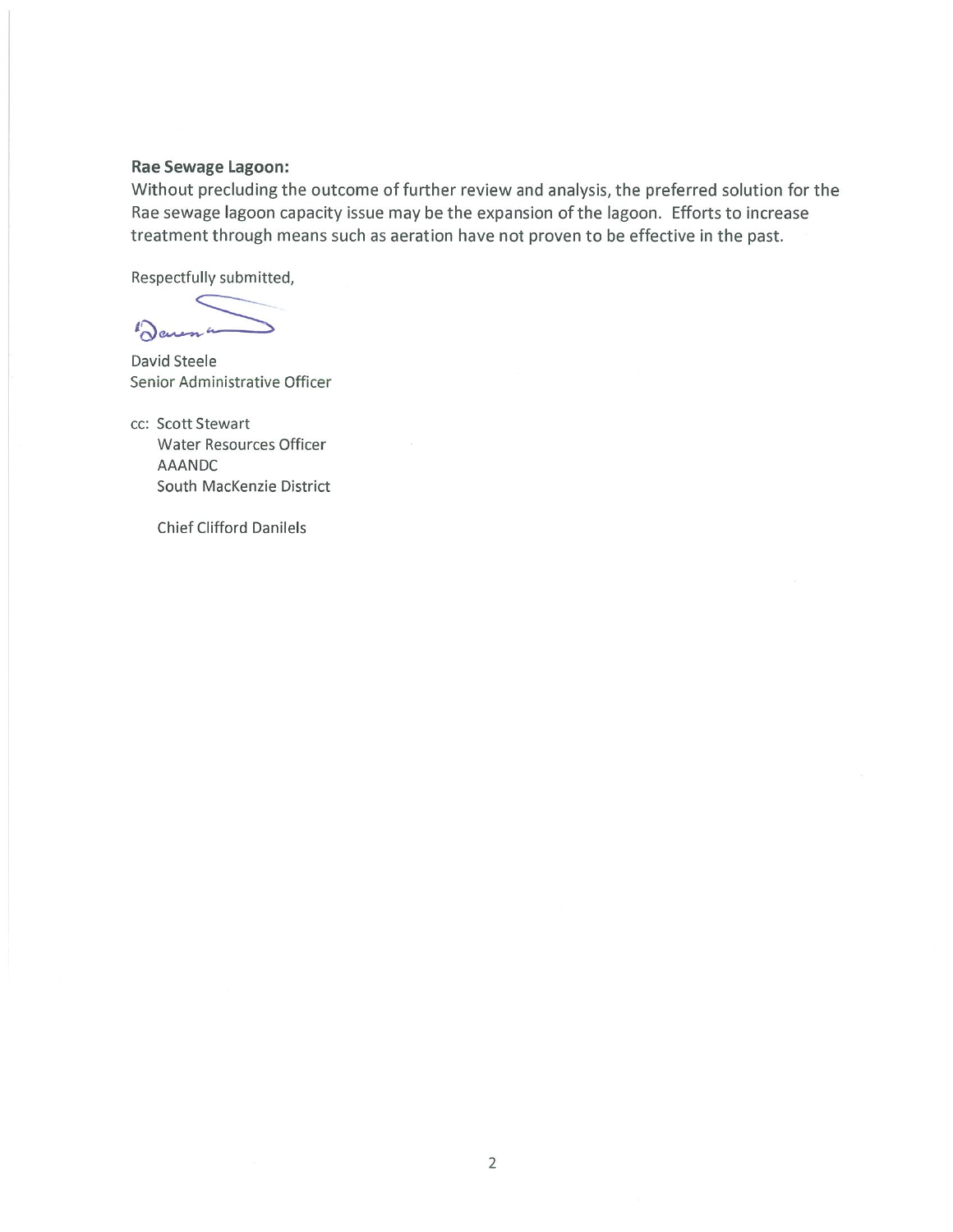**Rae Sewage Lagoon:**

Without precluding the outcome of further review and analysis, the preferred solution for the Rae sewage lagoon capacity issue may be the expansion of the lagoon. Efforts to increase treatment through means such as aeration have not proven to be effective in the past.

Respectfully submitted,

David Steele
Senior Administrative Officer

cc: Scott Stewart
Water Resources Officer
AAANDC
South MacKenzie District

Chief Clifford Danilels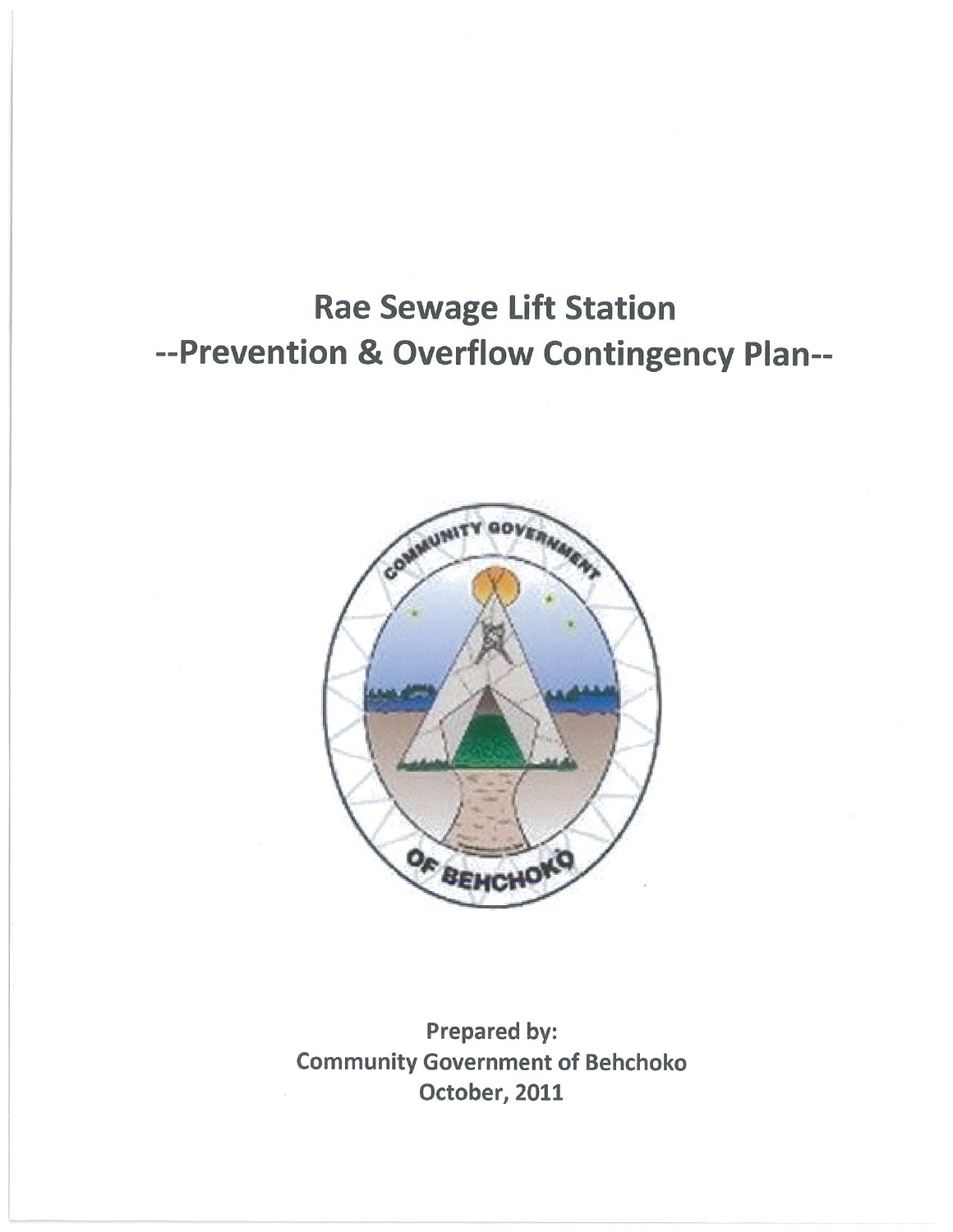# Rae Sewage Lift Station

# --Prevention & Overflow Contingency Plan--

**Prepared by:**
**Community Government of Behchoko**
**October, 2011**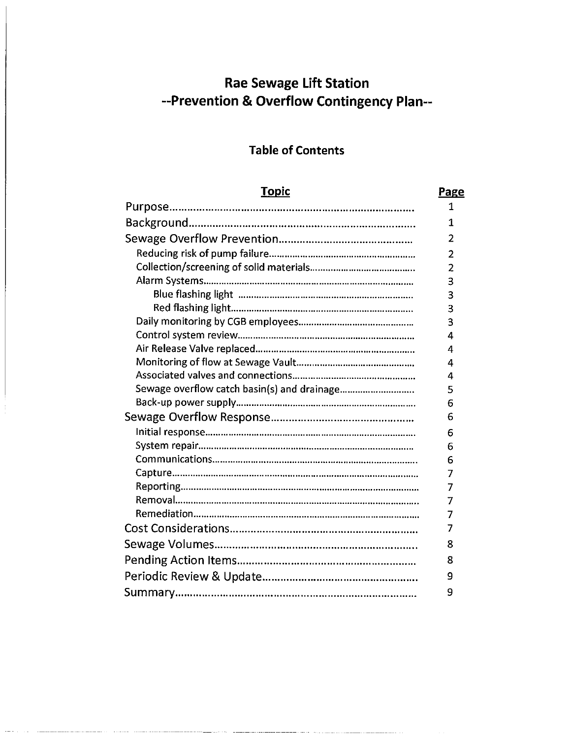# Rae Sewage Lift Station
# --Prevention & Overflow Contingency Plan--

## Table of Contents

| Topic | Page |
|---|---|
| Purpose | 1 |
| Background | 1 |
| Sewage Overflow Prevention | 2 |
| Reducing risk of pump failure | 2 |
| Collection/screening of solid materials | 2 |
| Alarm Systems | 3 |
| Blue flashing light | 3 |
| Red flashing light | 3 |
| Daily monitoring by CGB employees | 3 |
| Control system review | 4 |
| Air Release Valve replaced | 4 |
| Monitoring of flow at Sewage Vault | 4 |
| Associated valves and connections | 4 |
| Sewage overflow catch basin(s) and drainage | 5 |
| Back-up power supply | 6 |
| Sewage Overflow Response | 6 |
| Initial response | 6 |
| System repair | 6 |
| Communications | 6 |
| Capture | 7 |
| Reporting | 7 |
| Removal | 7 |
| Remediation | 7 |
| Cost Considerations | 7 |
| Sewage Volumes | 8 |
| Pending Action Items | 8 |
| Periodic Review & Update | 9 |
| Summary | 9 |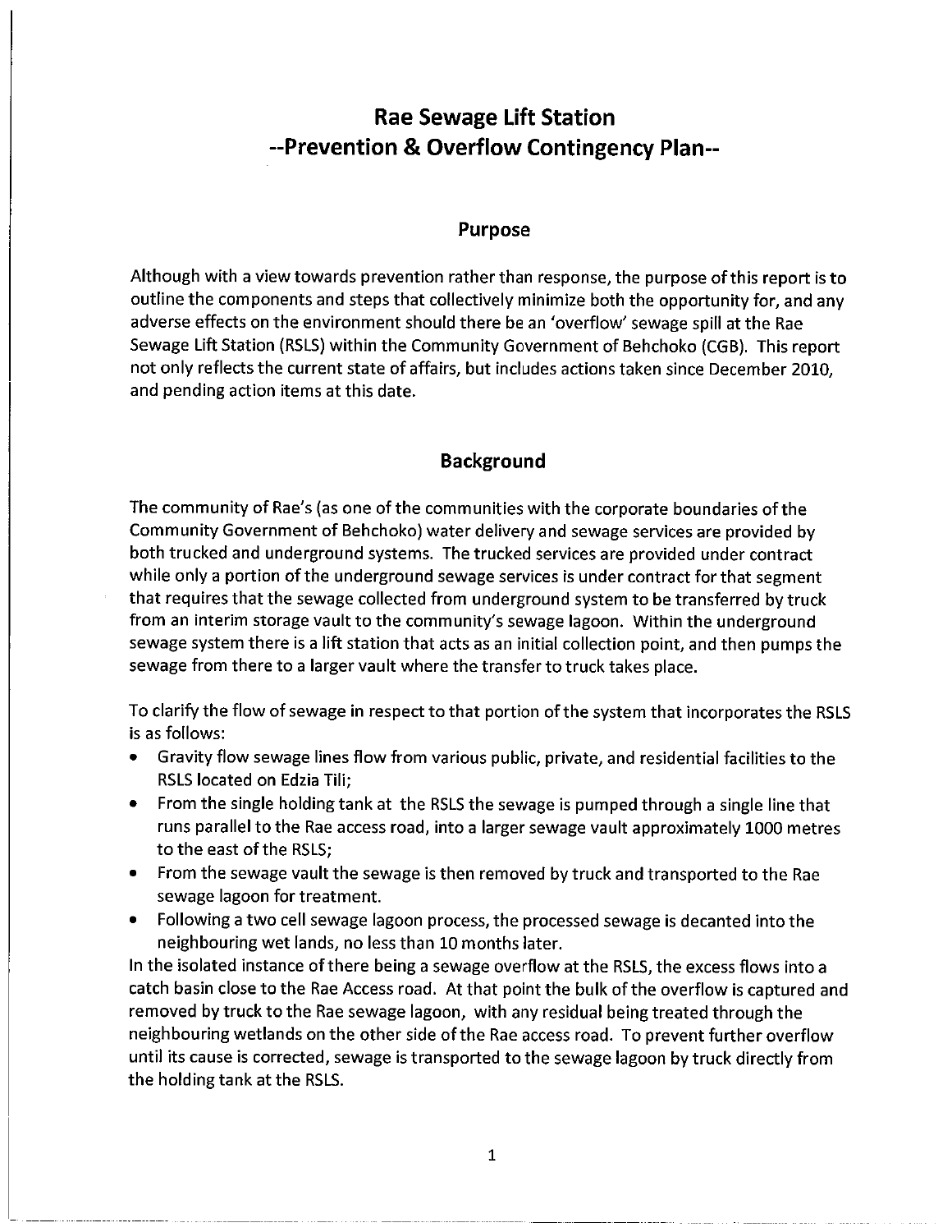# Rae Sewage Lift Station
# --Prevention & Overflow Contingency Plan--

## Purpose

Although with a view towards prevention rather than response, the purpose of this report is to outline the components and steps that collectively minimize both the opportunity for, and any adverse effects on the environment should there be an 'overflow' sewage spill at the Rae Sewage Lift Station (RSLS) within the Community Government of Behchoko (CGB). This report not only reflects the current state of affairs, but includes actions taken since December 2010, and pending action items at this date.

## Background

The community of Rae's (as one of the communities with the corporate boundaries of the Community Government of Behchoko) water delivery and sewage services are provided by both trucked and underground systems. The trucked services are provided under contract while only a portion of the underground sewage services is under contract for that segment that requires that the sewage collected from underground system to be transferred by truck from an interim storage vault to the community's sewage lagoon. Within the underground sewage system there is a lift station that acts as an initial collection point, and then pumps the sewage from there to a larger vault where the transfer to truck takes place.

To clarify the flow of sewage in respect to that portion of the system that incorporates the RSLS is as follows:

- Gravity flow sewage lines flow from various public, private, and residential facilities to the RSLS located on Edzia Tili;
- From the single holding tank at the RSLS the sewage is pumped through a single line that runs parallel to the Rae access road, into a larger sewage vault approximately 1000 metres to the east of the RSLS;
- From the sewage vault the sewage is then removed by truck and transported to the Rae sewage lagoon for treatment.
- Following a two cell sewage lagoon process, the processed sewage is decanted into the neighbouring wet lands, no less than 10 months later.

In the isolated instance of there being a sewage overflow at the RSLS, the excess flows into a catch basin close to the Rae Access road. At that point the bulk of the overflow is captured and removed by truck to the Rae sewage lagoon, with any residual being treated through the neighbouring wetlands on the other side of the Rae access road. To prevent further overflow until its cause is corrected, sewage is transported to the sewage lagoon by truck directly from the holding tank at the RSLS.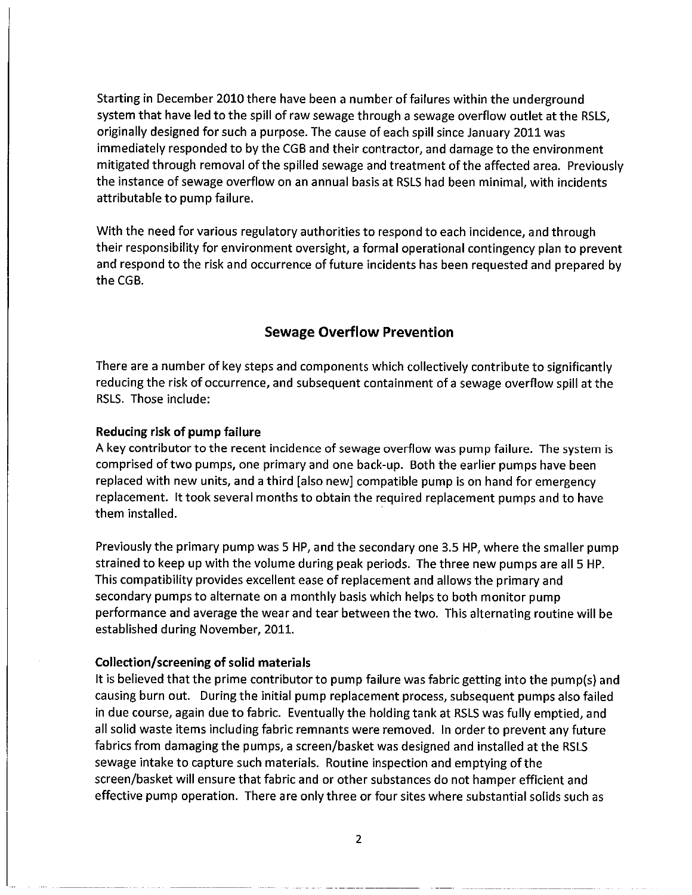Starting in December 2010 there have been a number of failures within the underground system that have led to the spill of raw sewage through a sewage overflow outlet at the RSLS, originally designed for such a purpose. The cause of each spill since January 2011 was immediately responded to by the CGB and their contractor, and damage to the environment mitigated through removal of the spilled sewage and treatment of the affected area. Previously the instance of sewage overflow on an annual basis at RSLS had been minimal, with incidents attributable to pump failure.

With the need for various regulatory authorities to respond to each incidence, and through their responsibility for environment oversight, a formal operational contingency plan to prevent and respond to the risk and occurrence of future incidents has been requested and prepared by the CGB.

## Sewage Overflow Prevention

There are a number of key steps and components which collectively contribute to significantly reducing the risk of occurrence, and subsequent containment of a sewage overflow spill at the RSLS. Those include:

**Reducing risk of pump failure**

A key contributor to the recent incidence of sewage overflow was pump failure. The system is comprised of two pumps, one primary and one back-up. Both the earlier pumps have been replaced with new units, and a third [also new] compatible pump is on hand for emergency replacement. It took several months to obtain the required replacement pumps and to have them installed.

Previously the primary pump was 5 HP, and the secondary one 3.5 HP, where the smaller pump strained to keep up with the volume during peak periods. The three new pumps are all 5 HP. This compatibility provides excellent ease of replacement and allows the primary and secondary pumps to alternate on a monthly basis which helps to both monitor pump performance and average the wear and tear between the two. This alternating routine will be established during November, 2011.

**Collection/screening of solid materials**

It is believed that the prime contributor to pump failure was fabric getting into the pump(s) and causing burn out. During the initial pump replacement process, subsequent pumps also failed in due course, again due to fabric. Eventually the holding tank at RSLS was fully emptied, and all solid waste items including fabric remnants were removed. In order to prevent any future fabrics from damaging the pumps, a screen/basket was designed and installed at the RSLS sewage intake to capture such materials. Routine inspection and emptying of the screen/basket will ensure that fabric and or other substances do not hamper efficient and effective pump operation. There are only three or four sites where substantial solids such as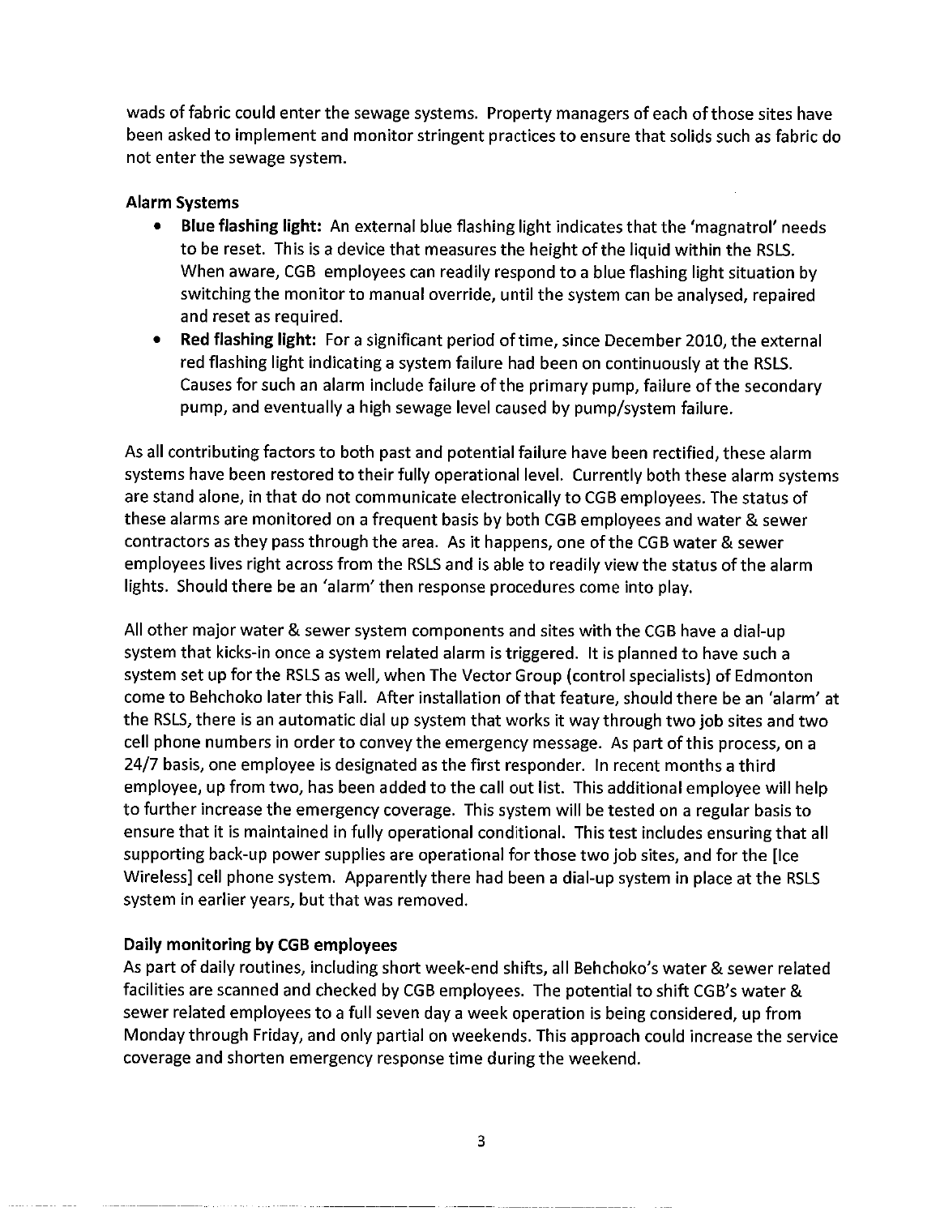wads of fabric could enter the sewage systems. Property managers of each of those sites have been asked to implement and monitor stringent practices to ensure that solids such as fabric do not enter the sewage system.

**Alarm Systems**

- **Blue flashing light:** An external blue flashing light indicates that the 'magnatrol' needs to be reset. This is a device that measures the height of the liquid within the RSLS. When aware, CGB employees can readily respond to a blue flashing light situation by switching the monitor to manual override, until the system can be analysed, repaired and reset as required.
- **Red flashing light:** For a significant period of time, since December 2010, the external red flashing light indicating a system failure had been on continuously at the RSLS. Causes for such an alarm include failure of the primary pump, failure of the secondary pump, and eventually a high sewage level caused by pump/system failure.

As all contributing factors to both past and potential failure have been rectified, these alarm systems have been restored to their fully operational level. Currently both these alarm systems are stand alone, in that do not communicate electronically to CGB employees. The status of these alarms are monitored on a frequent basis by both CGB employees and water & sewer contractors as they pass through the area. As it happens, one of the CGB water & sewer employees lives right across from the RSLS and is able to readily view the status of the alarm lights. Should there be an 'alarm' then response procedures come into play.

All other major water & sewer system components and sites with the CGB have a dial-up system that kicks-in once a system related alarm is triggered. It is planned to have such a system set up for the RSLS as well, when The Vector Group (control specialists) of Edmonton come to Behchoko later this Fall. After installation of that feature, should there be an 'alarm' at the RSLS, there is an automatic dial up system that works it way through two job sites and two cell phone numbers in order to convey the emergency message. As part of this process, on a 24/7 basis, one employee is designated as the first responder. In recent months a third employee, up from two, has been added to the call out list. This additional employee will help to further increase the emergency coverage. This system will be tested on a regular basis to ensure that it is maintained in fully operational conditional. This test includes ensuring that all supporting back-up power supplies are operational for those two job sites, and for the [Ice Wireless] cell phone system. Apparently there had been a dial-up system in place at the RSLS system in earlier years, but that was removed.

**Daily monitoring by CGB employees**

As part of daily routines, including short week-end shifts, all Behchoko's water & sewer related facilities are scanned and checked by CGB employees. The potential to shift CGB's water & sewer related employees to a full seven day a week operation is being considered, up from Monday through Friday, and only partial on weekends. This approach could increase the service coverage and shorten emergency response time during the weekend.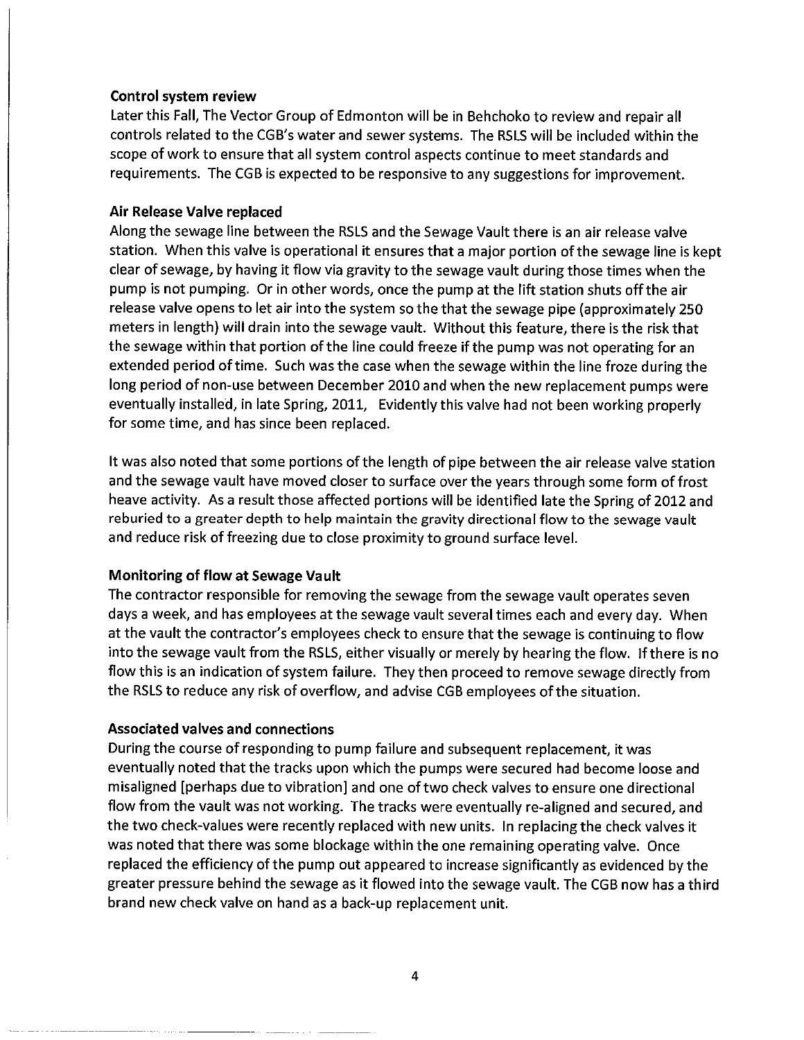**Control system review**

Later this Fall, The Vector Group of Edmonton will be in Behchoko to review and repair all controls related to the CGB's water and sewer systems. The RSLS will be included within the scope of work to ensure that all system control aspects continue to meet standards and requirements. The CGB is expected to be responsive to any suggestions for improvement.

**Air Release Valve replaced**

Along the sewage line between the RSLS and the Sewage Vault there is an air release valve station. When this valve is operational it ensures that a major portion of the sewage line is kept clear of sewage, by having it flow via gravity to the sewage vault during those times when the pump is not pumping. Or in other words, once the pump at the lift station shuts off the air release valve opens to let air into the system so the that the sewage pipe (approximately 250 meters in length) will drain into the sewage vault. Without this feature, there is the risk that the sewage within that portion of the line could freeze if the pump was not operating for an extended period of time. Such was the case when the sewage within the line froze during the long period of non-use between December 2010 and when the new replacement pumps were eventually installed, in late Spring, 2011, Evidently this valve had not been working properly for some time, and has since been replaced.

It was also noted that some portions of the length of pipe between the air release valve station and the sewage vault have moved closer to surface over the years through some form of frost heave activity. As a result those affected portions will be identified late the Spring of 2012 and reburied to a greater depth to help maintain the gravity directional flow to the sewage vault and reduce risk of freezing due to close proximity to ground surface level.

**Monitoring of flow at Sewage Vault**

The contractor responsible for removing the sewage from the sewage vault operates seven days a week, and has employees at the sewage vault several times each and every day. When at the vault the contractor's employees check to ensure that the sewage is continuing to flow into the sewage vault from the RSLS, either visually or merely by hearing the flow. If there is no flow this is an indication of system failure. They then proceed to remove sewage directly from the RSLS to reduce any risk of overflow, and advise CGB employees of the situation.

**Associated valves and connections**

During the course of responding to pump failure and subsequent replacement, it was eventually noted that the tracks upon which the pumps were secured had become loose and misaligned [perhaps due to vibration] and one of two check valves to ensure one directional flow from the vault was not working. The tracks were eventually re-aligned and secured, and the two check-values were recently replaced with new units. In replacing the check valves it was noted that there was some blockage within the one remaining operating valve. Once replaced the efficiency of the pump out appeared to increase significantly as evidenced by the greater pressure behind the sewage as it flowed into the sewage vault. The CGB now has a third brand new check valve on hand as a back-up replacement unit.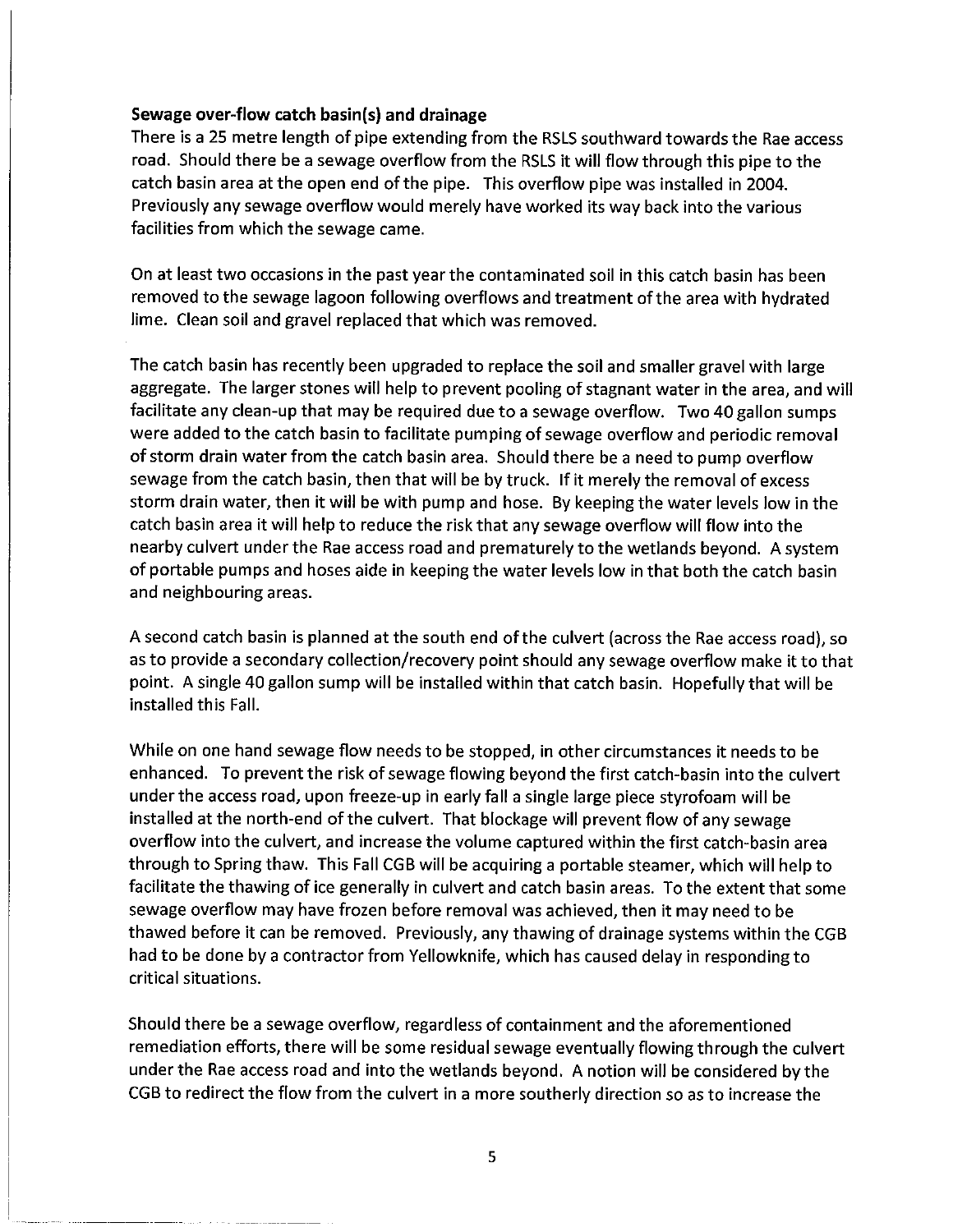**Sewage over-flow catch basin(s) and drainage**

There is a 25 metre length of pipe extending from the RSLS southward towards the Rae access road. Should there be a sewage overflow from the RSLS it will flow through this pipe to the catch basin area at the open end of the pipe. This overflow pipe was installed in 2004. Previously any sewage overflow would merely have worked its way back into the various facilities from which the sewage came.

On at least two occasions in the past year the contaminated soil in this catch basin has been removed to the sewage lagoon following overflows and treatment of the area with hydrated lime. Clean soil and gravel replaced that which was removed.

The catch basin has recently been upgraded to replace the soil and smaller gravel with large aggregate. The larger stones will help to prevent pooling of stagnant water in the area, and will facilitate any clean-up that may be required due to a sewage overflow. Two 40 gallon sumps were added to the catch basin to facilitate pumping of sewage overflow and periodic removal of storm drain water from the catch basin area. Should there be a need to pump overflow sewage from the catch basin, then that will be by truck. If it merely the removal of excess storm drain water, then it will be with pump and hose. By keeping the water levels low in the catch basin area it will help to reduce the risk that any sewage overflow will flow into the nearby culvert under the Rae access road and prematurely to the wetlands beyond. A system of portable pumps and hoses aide in keeping the water levels low in that both the catch basin and neighbouring areas.

A second catch basin is planned at the south end of the culvert (across the Rae access road), so as to provide a secondary collection/recovery point should any sewage overflow make it to that point. A single 40 gallon sump will be installed within that catch basin. Hopefully that will be installed this Fall.

While on one hand sewage flow needs to be stopped, in other circumstances it needs to be enhanced. To prevent the risk of sewage flowing beyond the first catch-basin into the culvert under the access road, upon freeze-up in early fall a single large piece styrofoam will be installed at the north-end of the culvert. That blockage will prevent flow of any sewage overflow into the culvert, and increase the volume captured within the first catch-basin area through to Spring thaw. This Fall CGB will be acquiring a portable steamer, which will help to facilitate the thawing of ice generally in culvert and catch basin areas. To the extent that some sewage overflow may have frozen before removal was achieved, then it may need to be thawed before it can be removed. Previously, any thawing of drainage systems within the CGB had to be done by a contractor from Yellowknife, which has caused delay in responding to critical situations.

Should there be a sewage overflow, regardless of containment and the aforementioned remediation efforts, there will be some residual sewage eventually flowing through the culvert under the Rae access road and into the wetlands beyond. A notion will be considered by the CGB to redirect the flow from the culvert in a more southerly direction so as to increase the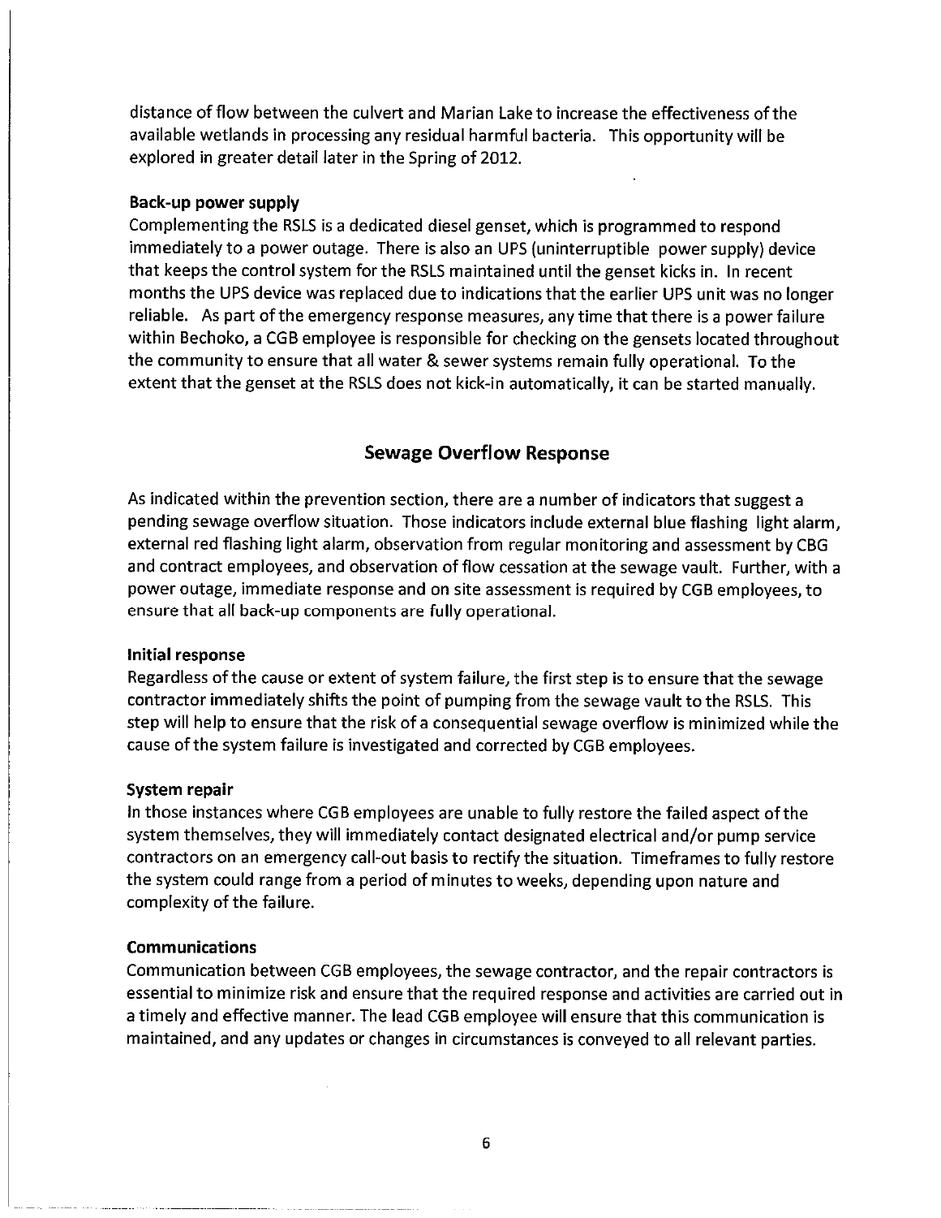distance of flow between the culvert and Marian Lake to increase the effectiveness of the available wetlands in processing any residual harmful bacteria. This opportunity will be explored in greater detail later in the Spring of 2012.

**Back-up power supply**

Complementing the RSLS is a dedicated diesel genset, which is programmed to respond immediately to a power outage. There is also an UPS (uninterruptible power supply) device that keeps the control system for the RSLS maintained until the genset kicks in. In recent months the UPS device was replaced due to indications that the earlier UPS unit was no longer reliable. As part of the emergency response measures, any time that there is a power failure within Bechoko, a CGB employee is responsible for checking on the gensets located throughout the community to ensure that all water & sewer systems remain fully operational. To the extent that the genset at the RSLS does not kick-in automatically, it can be started manually.

## Sewage Overflow Response

As indicated within the prevention section, there are a number of indicators that suggest a pending sewage overflow situation. Those indicators include external blue flashing light alarm, external red flashing light alarm, observation from regular monitoring and assessment by CBG and contract employees, and observation of flow cessation at the sewage vault. Further, with a power outage, immediate response and on site assessment is required by CGB employees, to ensure that all back-up components are fully operational.

**Initial response**

Regardless of the cause or extent of system failure, the first step is to ensure that the sewage contractor immediately shifts the point of pumping from the sewage vault to the RSLS. This step will help to ensure that the risk of a consequential sewage overflow is minimized while the cause of the system failure is investigated and corrected by CGB employees.

**System repair**

In those instances where CGB employees are unable to fully restore the failed aspect of the system themselves, they will immediately contact designated electrical and/or pump service contractors on an emergency call-out basis to rectify the situation. Timeframes to fully restore the system could range from a period of minutes to weeks, depending upon nature and complexity of the failure.

**Communications**

Communication between CGB employees, the sewage contractor, and the repair contractors is essential to minimize risk and ensure that the required response and activities are carried out in a timely and effective manner. The lead CGB employee will ensure that this communication is maintained, and any updates or changes in circumstances is conveyed to all relevant parties.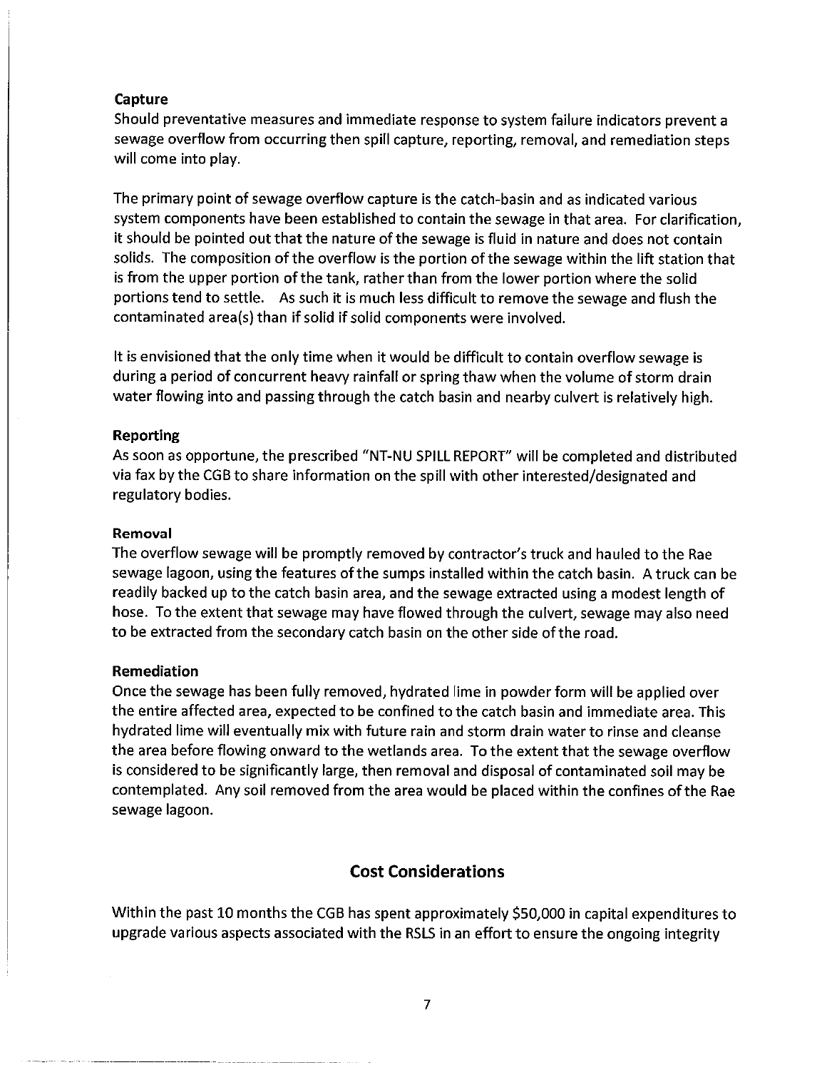**Capture**

Should preventative measures and immediate response to system failure indicators prevent a sewage overflow from occurring then spill capture, reporting, removal, and remediation steps will come into play.

The primary point of sewage overflow capture is the catch-basin and as indicated various system components have been established to contain the sewage in that area. For clarification, it should be pointed out that the nature of the sewage is fluid in nature and does not contain solids. The composition of the overflow is the portion of the sewage within the lift station that is from the upper portion of the tank, rather than from the lower portion where the solid portions tend to settle. As such it is much less difficult to remove the sewage and flush the contaminated area(s) than if solid if solid components were involved.

It is envisioned that the only time when it would be difficult to contain overflow sewage is during a period of concurrent heavy rainfall or spring thaw when the volume of storm drain water flowing into and passing through the catch basin and nearby culvert is relatively high.

**Reporting**

As soon as opportune, the prescribed "NT-NU SPILL REPORT" will be completed and distributed via fax by the CGB to share information on the spill with other interested/designated and regulatory bodies.

**Removal**

The overflow sewage will be promptly removed by contractor's truck and hauled to the Rae sewage lagoon, using the features of the sumps installed within the catch basin. A truck can be readily backed up to the catch basin area, and the sewage extracted using a modest length of hose. To the extent that sewage may have flowed through the culvert, sewage may also need to be extracted from the secondary catch basin on the other side of the road.

**Remediation**

Once the sewage has been fully removed, hydrated lime in powder form will be applied over the entire affected area, expected to be confined to the catch basin and immediate area. This hydrated lime will eventually mix with future rain and storm drain water to rinse and cleanse the area before flowing onward to the wetlands area. To the extent that the sewage overflow is considered to be significantly large, then removal and disposal of contaminated soil may be contemplated. Any soil removed from the area would be placed within the confines of the Rae sewage lagoon.

## Cost Considerations

Within the past 10 months the CGB has spent approximately $50,000 in capital expenditures to upgrade various aspects associated with the RSLS in an effort to ensure the ongoing integrity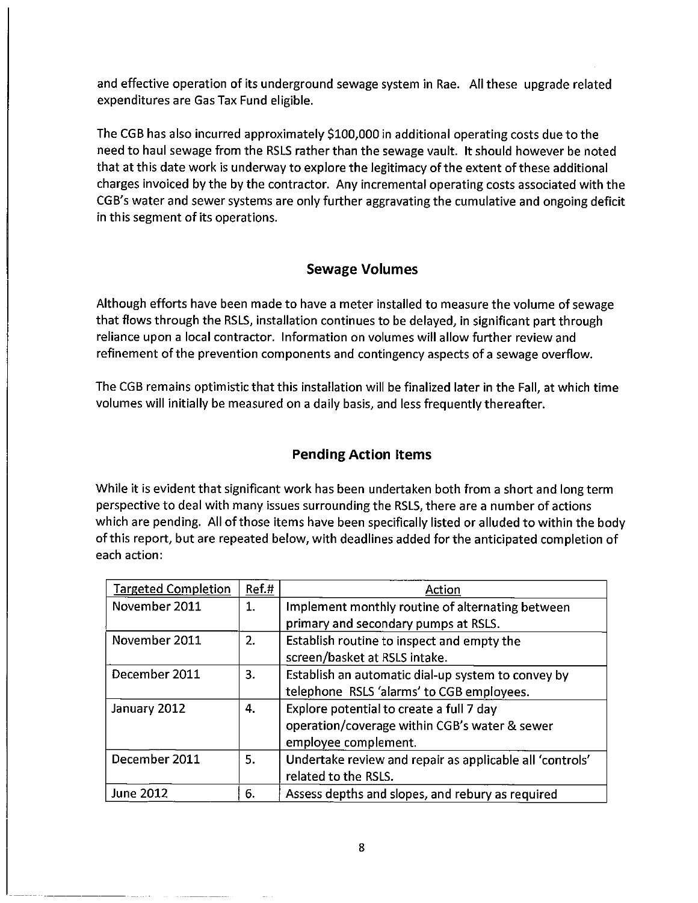and effective operation of its underground sewage system in Rae. All these upgrade related expenditures are Gas Tax Fund eligible.

The CGB has also incurred approximately $100,000 in additional operating costs due to the need to haul sewage from the RSLS rather than the sewage vault. It should however be noted that at this date work is underway to explore the legitimacy of the extent of these additional charges invoiced by the by the contractor. Any incremental operating costs associated with the CGB's water and sewer systems are only further aggravating the cumulative and ongoing deficit in this segment of its operations.

## Sewage Volumes

Although efforts have been made to have a meter installed to measure the volume of sewage that flows through the RSLS, installation continues to be delayed, in significant part through reliance upon a local contractor. Information on volumes will allow further review and refinement of the prevention components and contingency aspects of a sewage overflow.

The CGB remains optimistic that this installation will be finalized later in the Fall, at which time volumes will initially be measured on a daily basis, and less frequently thereafter.

## Pending Action Items

While it is evident that significant work has been undertaken both from a short and long term perspective to deal with many issues surrounding the RSLS, there are a number of actions which are pending. All of those items have been specifically listed or alluded to within the body of this report, but are repeated below, with deadlines added for the anticipated completion of each action:

| Targeted Completion | Ref.# | Action |
|---|---|---|
| November 2011 | 1. | Implement monthly routine of alternating between primary and secondary pumps at RSLS. |
| November 2011 | 2. | Establish routine to inspect and empty the screen/basket at RSLS intake. |
| December 2011 | 3. | Establish an automatic dial-up system to convey by telephone RSLS 'alarms' to CGB employees. |
| January 2012 | 4. | Explore potential to create a full 7 day operation/coverage within CGB's water & sewer employee complement. |
| December 2011 | 5. | Undertake review and repair as applicable all 'controls' related to the RSLS. |
| June 2012 | 6. | Assess depths and slopes, and rebury as required |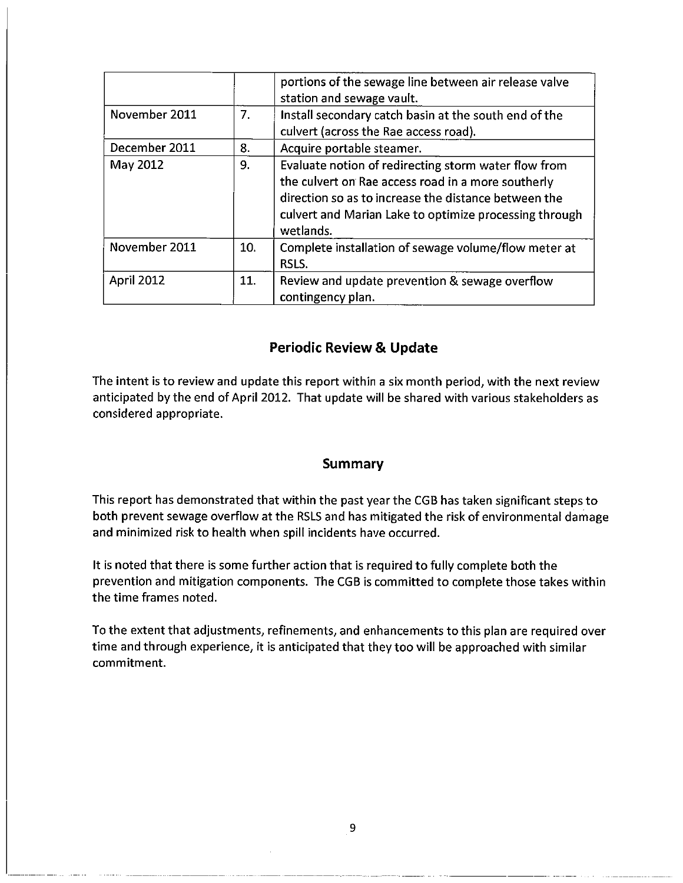|  |  | portions of the sewage line between air release valve station and sewage vault. |
|---|---|---|
| November 2011 | 7. | Install secondary catch basin at the south end of the culvert (across the Rae access road). |
| December 2011 | 8. | Acquire portable steamer. |
| May 2012 | 9. | Evaluate notion of redirecting storm water flow from the culvert on Rae access road in a more southerly direction so as to increase the distance between the culvert and Marian Lake to optimize processing through wetlands. |
| November 2011 | 10. | Complete installation of sewage volume/flow meter at RSLS. |
| April 2012 | 11. | Review and update prevention & sewage overflow contingency plan. |

## Periodic Review & Update

The intent is to review and update this report within a six month period, with the next review anticipated by the end of April 2012. That update will be shared with various stakeholders as considered appropriate.

## Summary

This report has demonstrated that within the past year the CGB has taken significant steps to both prevent sewage overflow at the RSLS and has mitigated the risk of environmental damage and minimized risk to health when spill incidents have occurred.

It is noted that there is some further action that is required to fully complete both the prevention and mitigation components. The CGB is committed to complete those takes within the time frames noted.

To the extent that adjustments, refinements, and enhancements to this plan are required over time and through experience, it is anticipated that they too will be approached with similar commitment.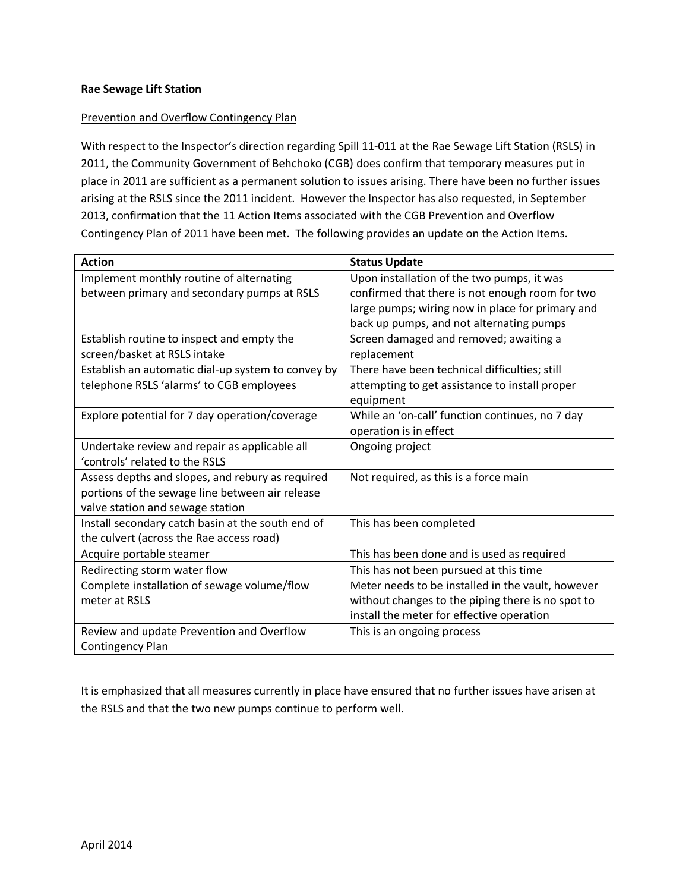**Rae Sewage Lift Station**

Prevention and Overflow Contingency Plan

With respect to the Inspector's direction regarding Spill 11-011 at the Rae Sewage Lift Station (RSLS) in 2011, the Community Government of Behchoko (CGB) does confirm that temporary measures put in place in 2011 are sufficient as a permanent solution to issues arising. There have been no further issues arising at the RSLS since the 2011 incident. However the Inspector has also requested, in September 2013, confirmation that the 11 Action Items associated with the CGB Prevention and Overflow Contingency Plan of 2011 have been met. The following provides an update on the Action Items.

| Action | Status Update |
|---|---|
| Implement monthly routine of alternating between primary and secondary pumps at RSLS | Upon installation of the two pumps, it was confirmed that there is not enough room for two large pumps; wiring now in place for primary and back up pumps, and not alternating pumps |
| Establish routine to inspect and empty the screen/basket at RSLS intake | Screen damaged and removed; awaiting a replacement |
| Establish an automatic dial-up system to convey by telephone RSLS 'alarms' to CGB employees | There have been technical difficulties; still attempting to get assistance to install proper equipment |
| Explore potential for 7 day operation/coverage | While an 'on-call' function continues, no 7 day operation is in effect |
| Undertake review and repair as applicable all 'controls' related to the RSLS | Ongoing project |
| Assess depths and slopes, and rebury as required portions of the sewage line between air release valve station and sewage station | Not required, as this is a force main |
| Install secondary catch basin at the south end of the culvert (across the Rae access road) | This has been completed |
| Acquire portable steamer | This has been done and is used as required |
| Redirecting storm water flow | This has not been pursued at this time |
| Complete installation of sewage volume/flow meter at RSLS | Meter needs to be installed in the vault, however without changes to the piping there is no spot to install the meter for effective operation |
| Review and update Prevention and Overflow Contingency Plan | This is an ongoing process |

It is emphasized that all measures currently in place have ensured that no further issues have arisen at the RSLS and that the two new pumps continue to perform well.

April 2014